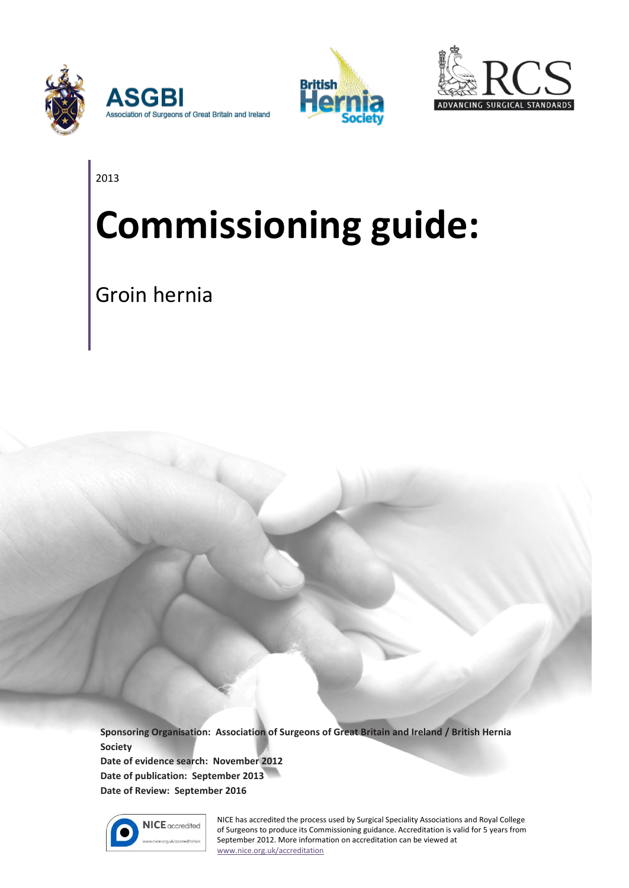ASGBI Association of Surgeons of Great Britain and Ireland

British Hernia Society

RCS ADVANCING SURGICAL STANDARDS

2013

# Commissioning guide:

## Groin hernia

**Sponsoring Organisation: Association of Surgeons of Great Britain and Ireland / British Hernia Society**
**Date of evidence search: November 2012**
**Date of publication: September 2013**
**Date of Review: September 2016**

NICE accredited www.nice.org.uk/accreditation

NICE has accredited the process used by Surgical Speciality Associations and Royal College of Surgeons to produce its Commissioning guidance. Accreditation is valid for 5 years from September 2012. More information on accreditation can be viewed at www.nice.org.uk/accreditation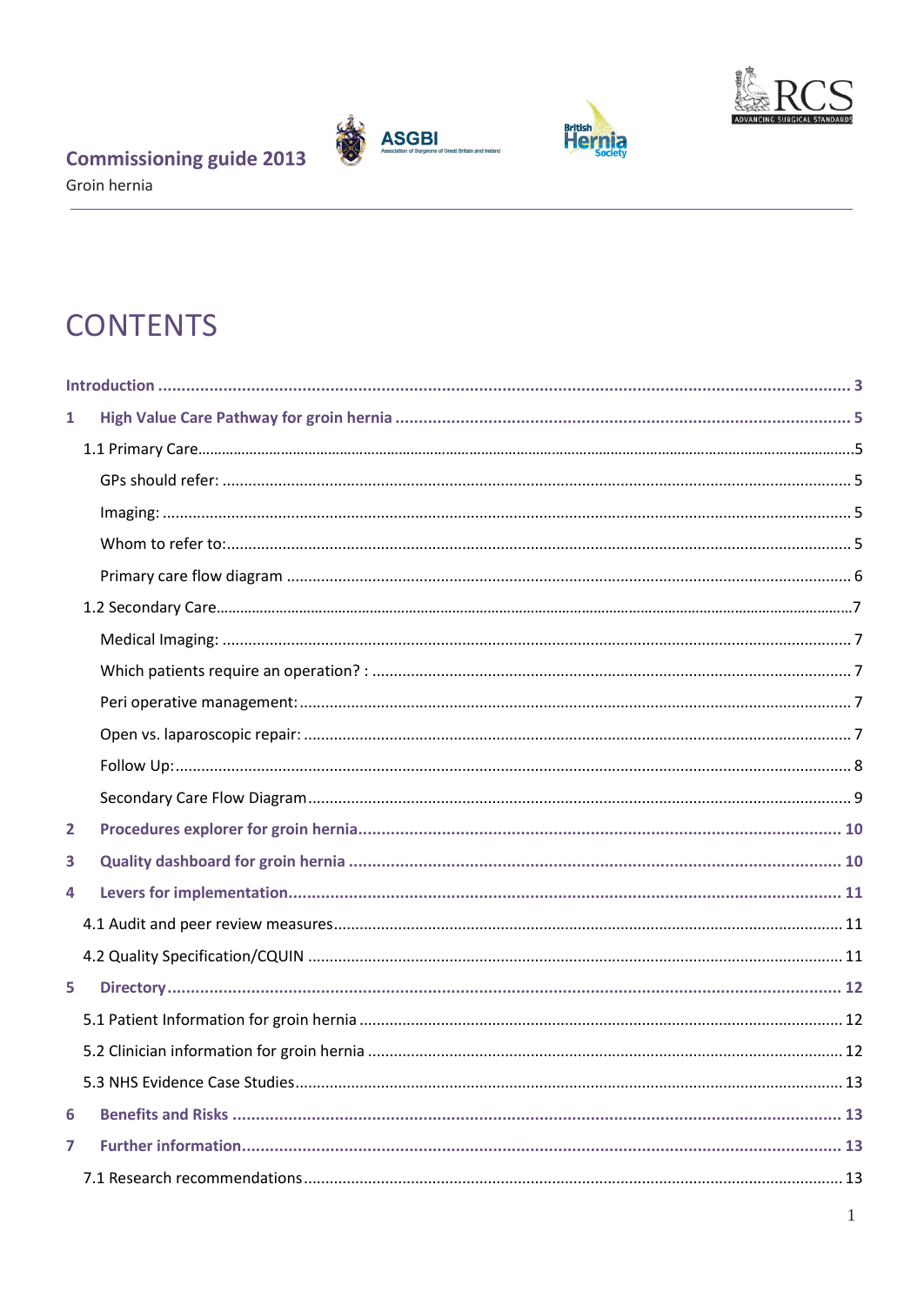**Commissioning guide 2013**

Groin hernia

# CONTENTS

- **Introduction** ..... 3
- **1 High Value Care Pathway for groin hernia** ..... 5
  - 1.1 Primary Care ..... 5
    - GPs should refer: ..... 5
    - Imaging: ..... 5
    - Whom to refer to: ..... 5
    - Primary care flow diagram ..... 6
  - 1.2 Secondary Care ..... 7
    - Medical Imaging: ..... 7
    - Which patients require an operation? : ..... 7
    - Peri operative management: ..... 7
    - Open vs. laparoscopic repair: ..... 7
    - Follow Up: ..... 8
    - Secondary Care Flow Diagram ..... 9
- **2 Procedures explorer for groin hernia** ..... 10
- **3 Quality dashboard for groin hernia** ..... 10
- **4 Levers for implementation** ..... 11
  - 4.1 Audit and peer review measures ..... 11
  - 4.2 Quality Specification/CQUIN ..... 11
- **5 Directory** ..... 12
  - 5.1 Patient Information for groin hernia ..... 12
  - 5.2 Clinician information for groin hernia ..... 12
  - 5.3 NHS Evidence Case Studies ..... 13
- **6 Benefits and Risks** ..... 13
- **7 Further information** ..... 13
  - 7.1 Research recommendations ..... 13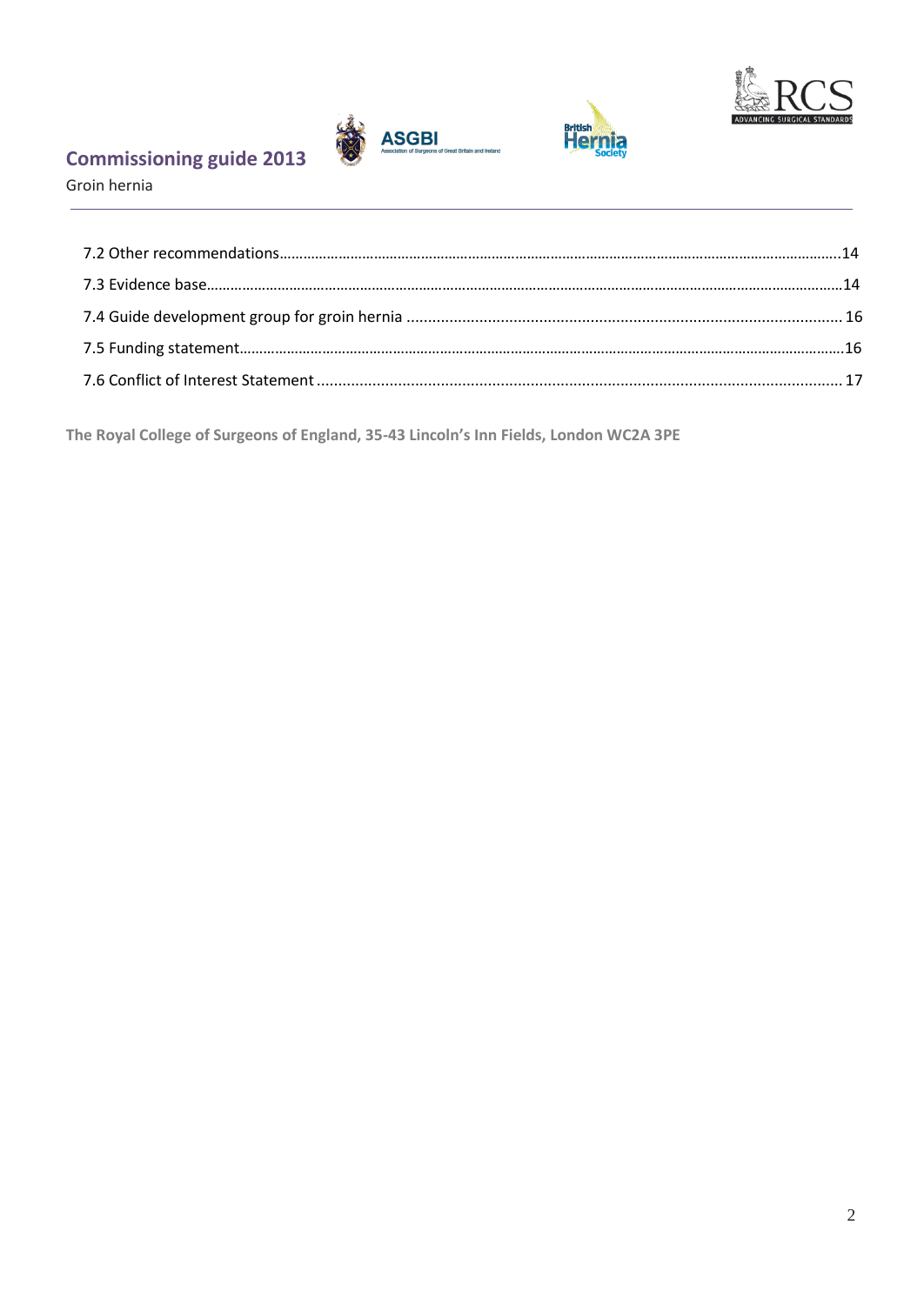7.2 Other recommendations.....14

7.3 Evidence base.....14

7.4 Guide development group for groin hernia .....16

7.5 Funding statement.....16

7.6 Conflict of Interest Statement .....17

**The Royal College of Surgeons of England, 35-43 Lincoln's Inn Fields, London WC2A 3PE**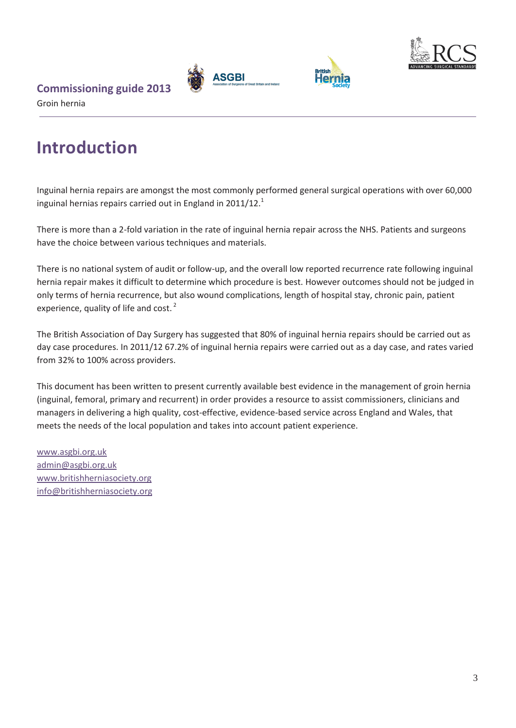# Introduction

Inguinal hernia repairs are amongst the most commonly performed general surgical operations with over 60,000 inguinal hernias repairs carried out in England in 2011/12.[1]

There is more than a 2-fold variation in the rate of inguinal hernia repair across the NHS. Patients and surgeons have the choice between various techniques and materials.

There is no national system of audit or follow-up, and the overall low reported recurrence rate following inguinal hernia repair makes it difficult to determine which procedure is best. However outcomes should not be judged in only terms of hernia recurrence, but also wound complications, length of hospital stay, chronic pain, patient experience, quality of life and cost.[2]

The British Association of Day Surgery has suggested that 80% of inguinal hernia repairs should be carried out as day case procedures. In 2011/12 67.2% of inguinal hernia repairs were carried out as a day case, and rates varied from 32% to 100% across providers.

This document has been written to present currently available best evidence in the management of groin hernia (inguinal, femoral, primary and recurrent) in order provides a resource to assist commissioners, clinicians and managers in delivering a high quality, cost-effective, evidence-based service across England and Wales, that meets the needs of the local population and takes into account patient experience.

www.asgbi.org.uk
admin@asgbi.org.uk
www.britishherniasociety.org
info@britishherniasociety.org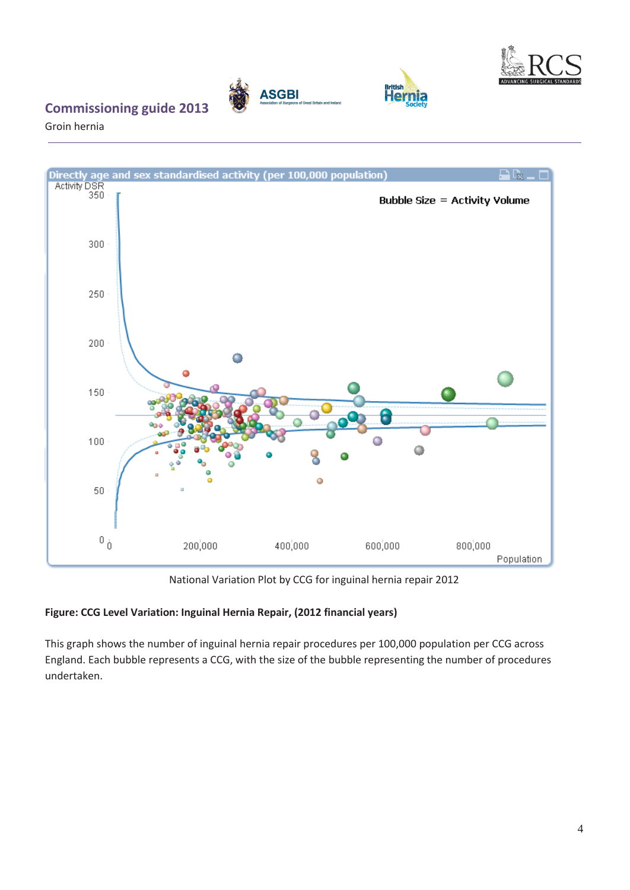National Variation Plot by CCG for inguinal hernia repair 2012

**Figure: CCG Level Variation: Inguinal Hernia Repair, (2012 financial years)**

This graph shows the number of inguinal hernia repair procedures per 100,000 population per CCG across England. Each bubble represents a CCG, with the size of the bubble representing the number of procedures undertaken.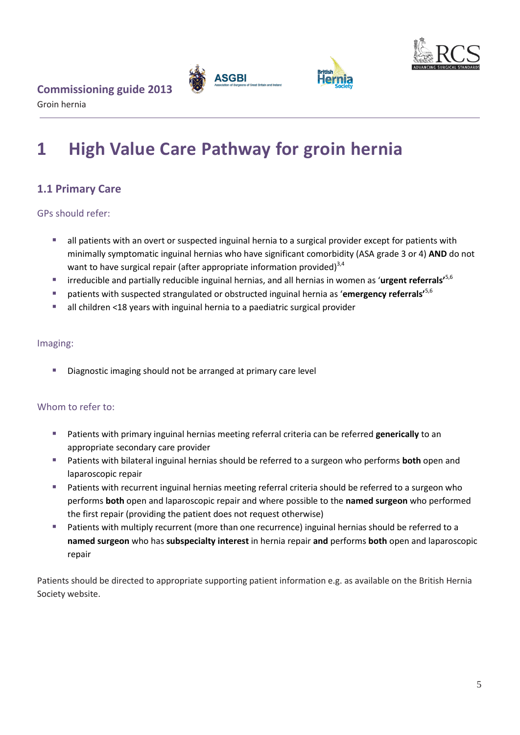# 1 High Value Care Pathway for groin hernia

## 1.1 Primary Care

### GPs should refer:

- all patients with an overt or suspected inguinal hernia to a surgical provider except for patients with minimally symptomatic inguinal hernias who have significant comorbidity (ASA grade 3 or 4) **AND** do not want to have surgical repair (after appropriate information provided)[3,4]
- irreducible and partially reducible inguinal hernias, and all hernias in women as '**urgent referrals'**[5,6]
- patients with suspected strangulated or obstructed inguinal hernia as '**emergency referrals'**[5,6]
- all children <18 years with inguinal hernia to a paediatric surgical provider

### Imaging:

- Diagnostic imaging should not be arranged at primary care level

### Whom to refer to:

- Patients with primary inguinal hernias meeting referral criteria can be referred **generically** to an appropriate secondary care provider
- Patients with bilateral inguinal hernias should be referred to a surgeon who performs **both** open and laparoscopic repair
- Patients with recurrent inguinal hernias meeting referral criteria should be referred to a surgeon who performs **both** open and laparoscopic repair and where possible to the **named surgeon** who performed the first repair (providing the patient does not request otherwise)
- Patients with multiply recurrent (more than one recurrence) inguinal hernias should be referred to a **named surgeon** who has **subspecialty interest** in hernia repair **and** performs **both** open and laparoscopic repair

Patients should be directed to appropriate supporting patient information e.g. as available on the British Hernia Society website.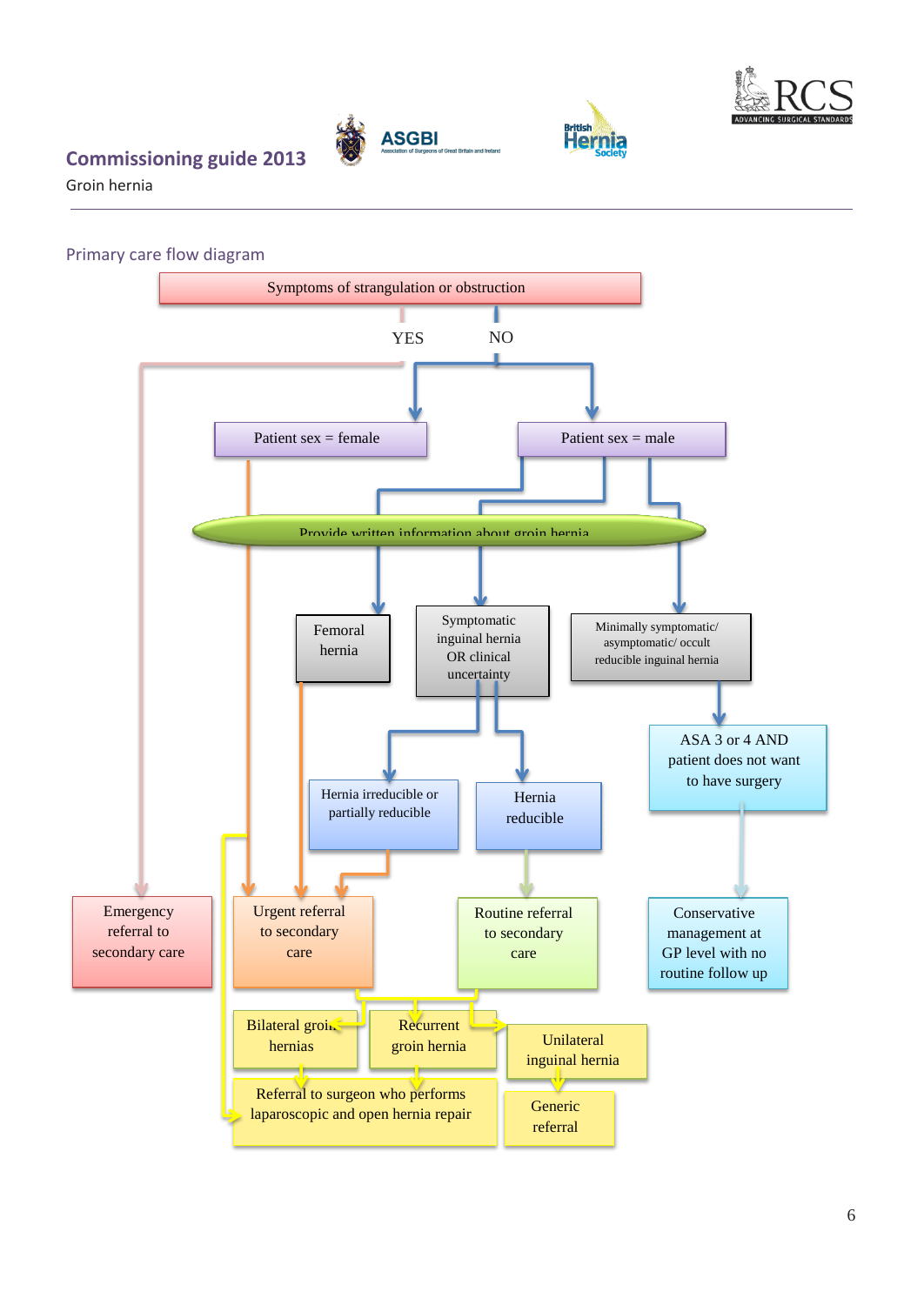## Commissioning guide 2013

Groin hernia

### Primary care flow diagram

Symptoms of strangulation or obstruction

YES → Emergency referral to secondary care

NO → Patient sex = female; Patient sex = male

Patient sex = female → Urgent referral to secondary care

Patient sex = male → Provide written information about groin hernia

- Femoral hernia → Urgent referral to secondary care
- Symptomatic inguinal hernia OR clinical uncertainty
  - Hernia irreducible or partially reducible → Urgent referral to secondary care
  - Hernia reducible → Routine referral to secondary care
- Minimally symptomatic/ asymptomatic/ occult reducible inguinal hernia → ASA 3 or 4 AND patient does not want to have surgery → Conservative management at GP level with no routine follow up

Urgent referral to secondary care / Routine referral to secondary care:

- Bilateral groin hernias → Referral to surgeon who performs laparoscopic and open hernia repair
- Recurrent groin hernia → Referral to surgeon who performs laparoscopic and open hernia repair
- Unilateral inguinal hernia → Generic referral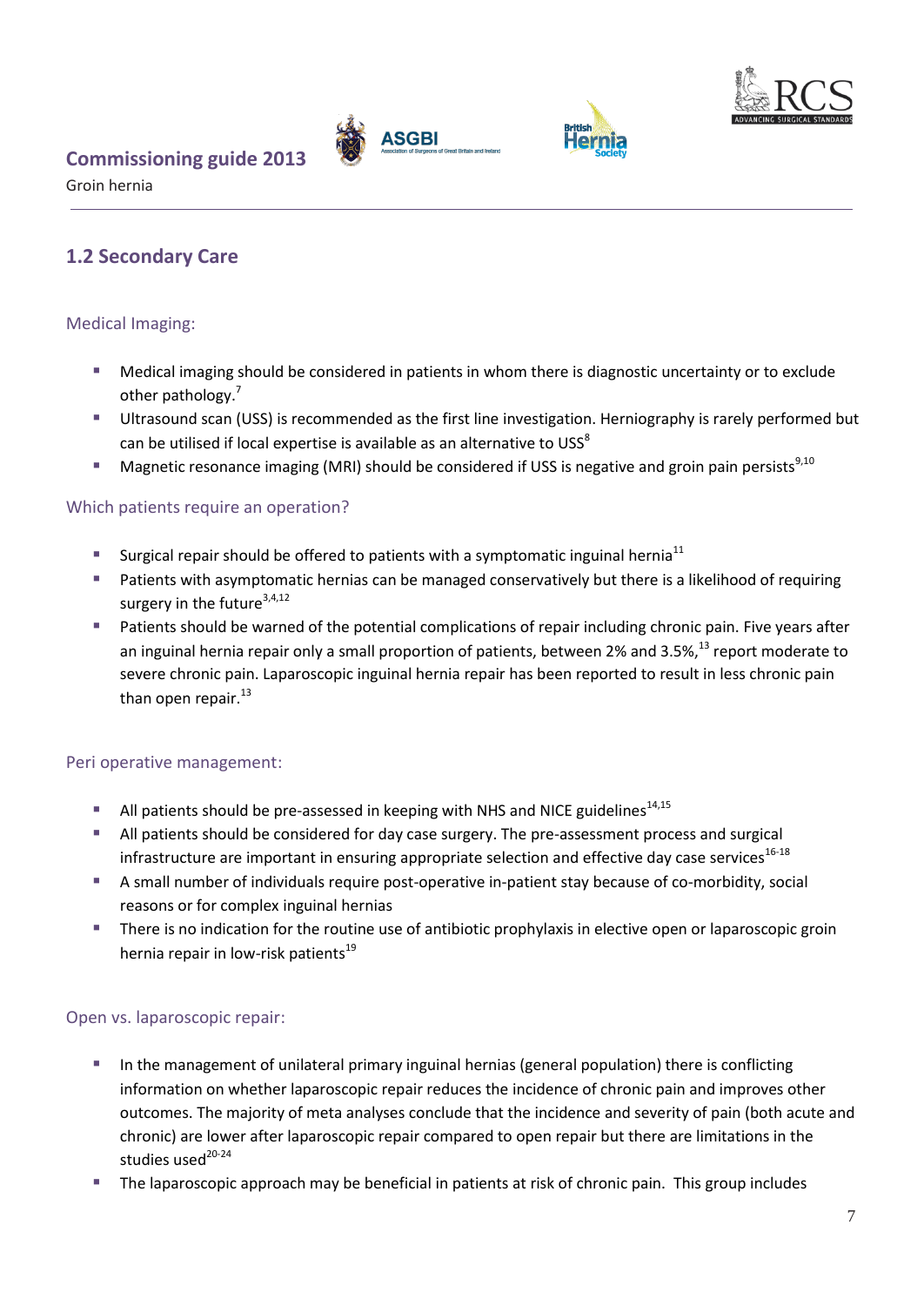## 1.2 Secondary Care

### Medical Imaging:

- Medical imaging should be considered in patients in whom there is diagnostic uncertainty or to exclude other pathology.[7]
- Ultrasound scan (USS) is recommended as the first line investigation. Herniography is rarely performed but can be utilised if local expertise is available as an alternative to USS[8]
- Magnetic resonance imaging (MRI) should be considered if USS is negative and groin pain persists[9,10]

### Which patients require an operation?

- Surgical repair should be offered to patients with a symptomatic inguinal hernia[11]
- Patients with asymptomatic hernias can be managed conservatively but there is a likelihood of requiring surgery in the future[3,4,12]
- Patients should be warned of the potential complications of repair including chronic pain. Five years after an inguinal hernia repair only a small proportion of patients, between 2% and 3.5%,[13] report moderate to severe chronic pain. Laparoscopic inguinal hernia repair has been reported to result in less chronic pain than open repair.[13]

### Peri operative management:

- All patients should be pre-assessed in keeping with NHS and NICE guidelines[14,15]
- All patients should be considered for day case surgery. The pre-assessment process and surgical infrastructure are important in ensuring appropriate selection and effective day case services[16-18]
- A small number of individuals require post-operative in-patient stay because of co-morbidity, social reasons or for complex inguinal hernias
- There is no indication for the routine use of antibiotic prophylaxis in elective open or laparoscopic groin hernia repair in low-risk patients[19]

### Open vs. laparoscopic repair:

- In the management of unilateral primary inguinal hernias (general population) there is conflicting information on whether laparoscopic repair reduces the incidence of chronic pain and improves other outcomes. The majority of meta analyses conclude that the incidence and severity of pain (both acute and chronic) are lower after laparoscopic repair compared to open repair but there are limitations in the studies used[20-24]
- The laparoscopic approach may be beneficial in patients at risk of chronic pain. This group includes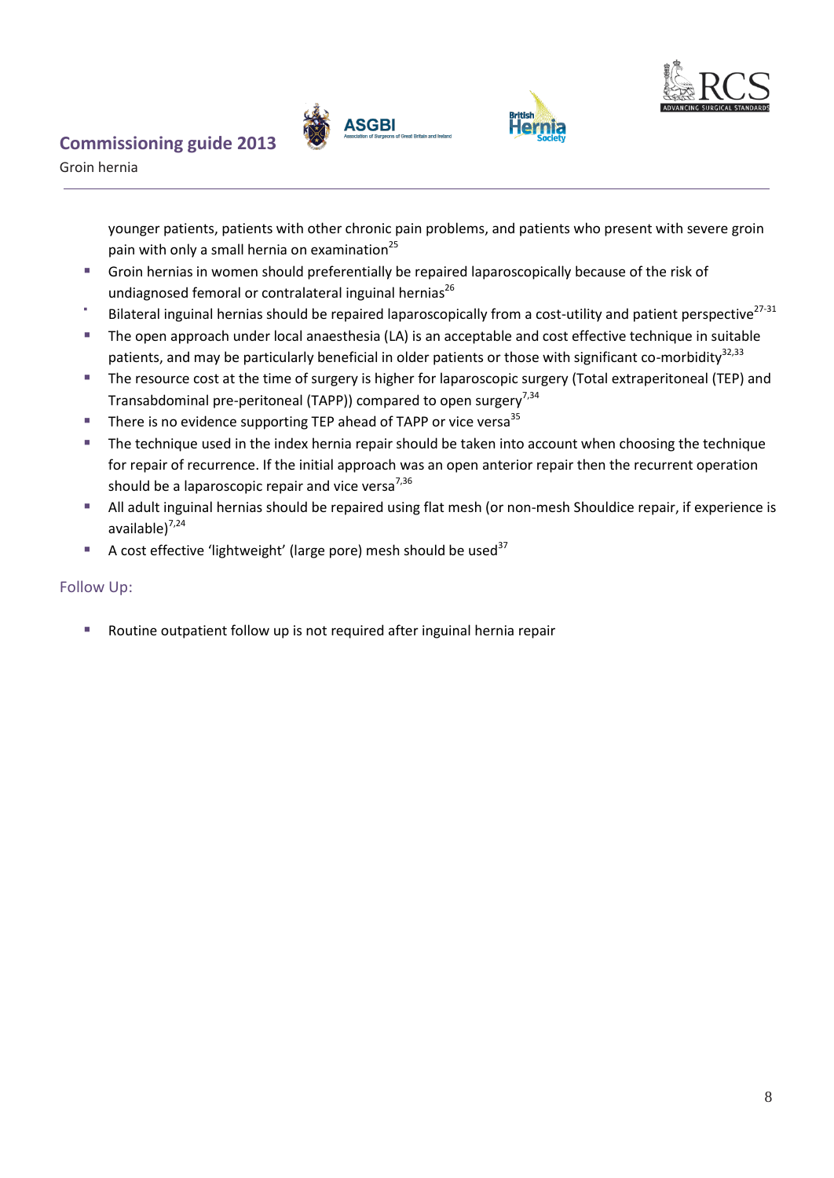younger patients, patients with other chronic pain problems, and patients who present with severe groin pain with only a small hernia on examination[25]

- Groin hernias in women should preferentially be repaired laparoscopically because of the risk of undiagnosed femoral or contralateral inguinal hernias[26]
- Bilateral inguinal hernias should be repaired laparoscopically from a cost-utility and patient perspective[27-31]
- The open approach under local anaesthesia (LA) is an acceptable and cost effective technique in suitable patients, and may be particularly beneficial in older patients or those with significant co-morbidity[32,33]
- The resource cost at the time of surgery is higher for laparoscopic surgery (Total extraperitoneal (TEP) and Transabdominal pre-peritoneal (TAPP)) compared to open surgery[7,34]
- There is no evidence supporting TEP ahead of TAPP or vice versa[35]
- The technique used in the index hernia repair should be taken into account when choosing the technique for repair of recurrence. If the initial approach was an open anterior repair then the recurrent operation should be a laparoscopic repair and vice versa[7,36]
- All adult inguinal hernias should be repaired using flat mesh (or non-mesh Shouldice repair, if experience is available)[7,24]
- A cost effective 'lightweight' (large pore) mesh should be used[37]

## Follow Up:

- Routine outpatient follow up is not required after inguinal hernia repair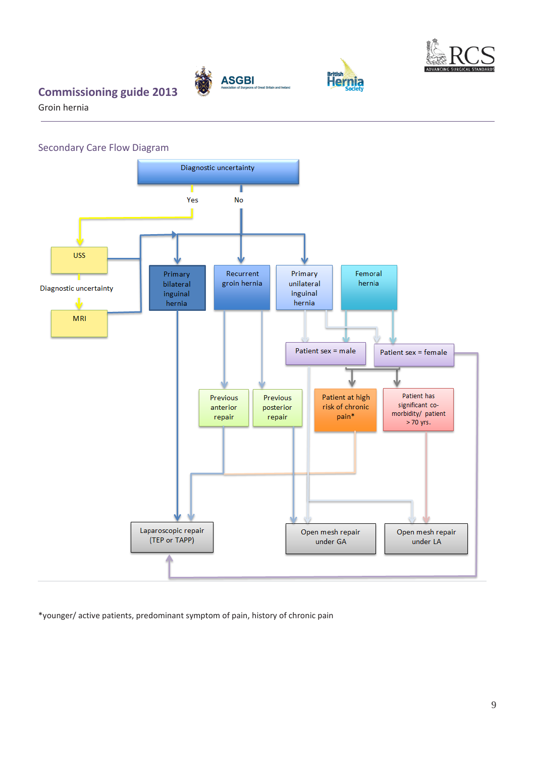# Commissioning guide 2013

Groin hernia

## Secondary Care Flow Diagram

Diagnostic uncertainty

Yes

No

USS

Diagnostic uncertainty

MRI

Primary bilateral inguinal hernia

Recurrent groin hernia

Primary unilateral inguinal hernia

Femoral hernia

Patient sex = male

Patient sex = female

Previous anterior repair

Previous posterior repair

Patient at high risk of chronic pain*

Patient has significant co-morbidity/ patient > 70 yrs.

Laparoscopic repair (TEP or TAPP)

Open mesh repair under GA

Open mesh repair under LA

*younger/ active patients, predominant symptom of pain, history of chronic pain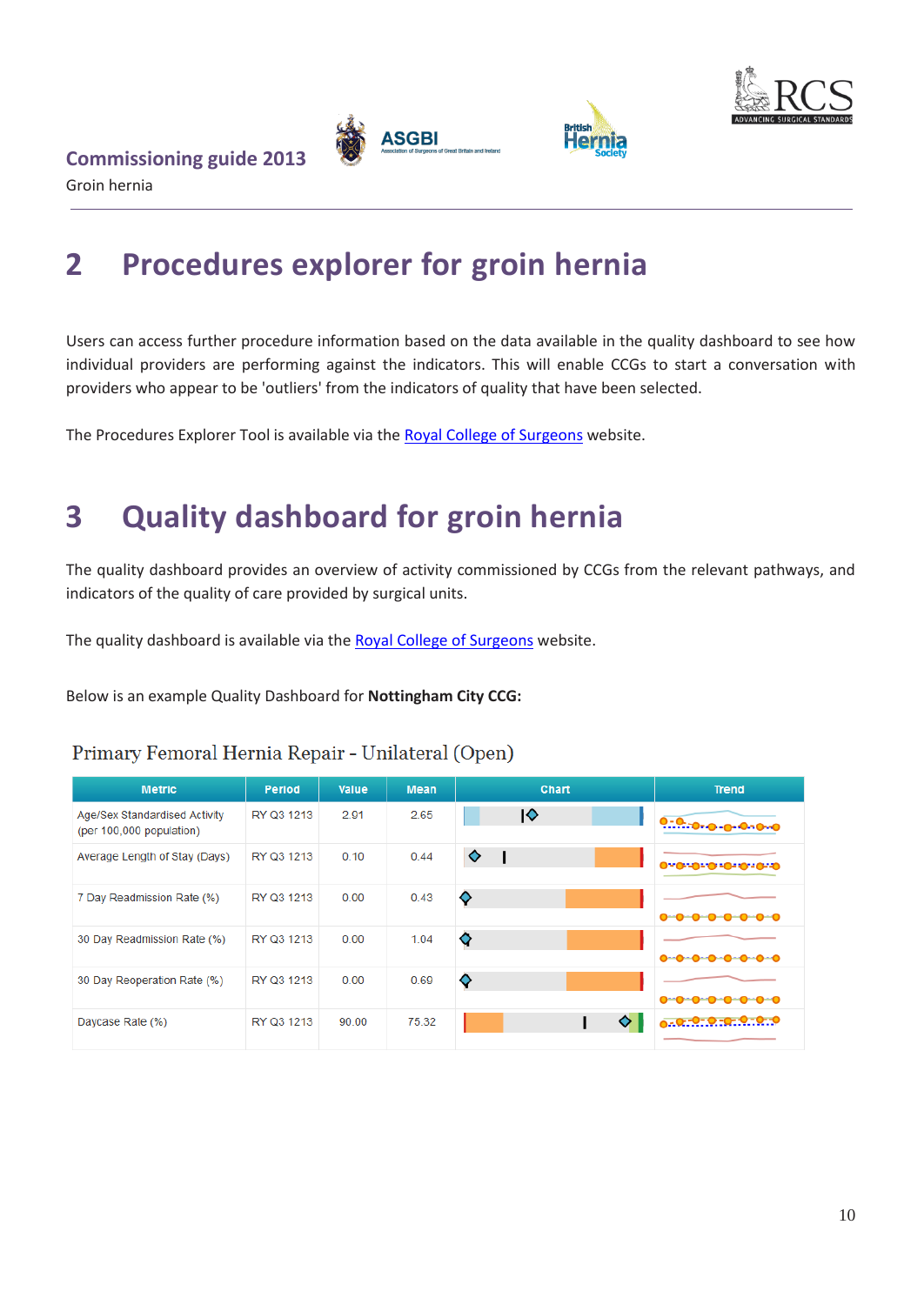## 2 Procedures explorer for groin hernia

Users can access further procedure information based on the data available in the quality dashboard to see how individual providers are performing against the indicators. This will enable CCGs to start a conversation with providers who appear to be 'outliers' from the indicators of quality that have been selected.

The Procedures Explorer Tool is available via the [Royal College of Surgeons](#) website.

## 3 Quality dashboard for groin hernia

The quality dashboard provides an overview of activity commissioned by CCGs from the relevant pathways, and indicators of the quality of care provided by surgical units.

The quality dashboard is available via the [Royal College of Surgeons](#) website.

Below is an example Quality Dashboard for **Nottingham City CCG:**

Primary Femoral Hernia Repair - Unilateral (Open)

| Metric | Period | Value | Mean | Chart | Trend |
|---|---|---|---|---|---|
| Age/Sex Standardised Activity (per 100,000 population) | RY Q3 1213 | 2.91 | 2.65 | | |
| Average Length of Stay (Days) | RY Q3 1213 | 0.10 | 0.44 | | |
| 7 Day Readmission Rate (%) | RY Q3 1213 | 0.00 | 0.43 | | |
| 30 Day Readmission Rate (%) | RY Q3 1213 | 0.00 | 1.04 | | |
| 30 Day Reoperation Rate (%) | RY Q3 1213 | 0.00 | 0.69 | | |
| Daycase Rate (%) | RY Q3 1213 | 90.00 | 75.32 | | |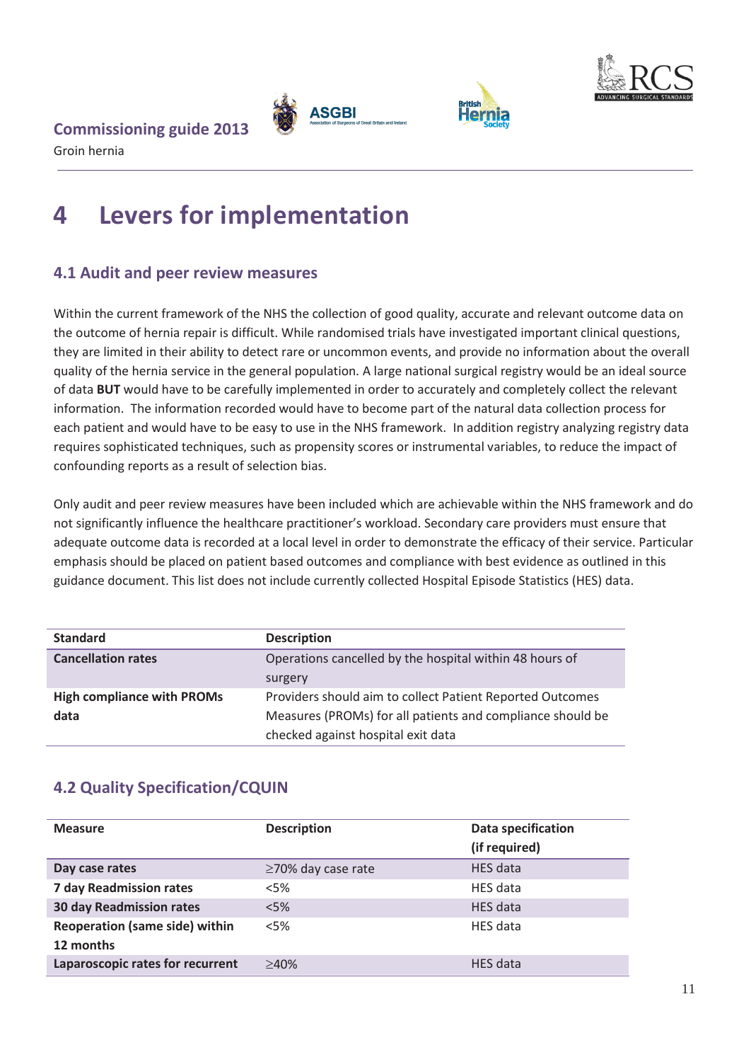# 4 Levers for implementation

## 4.1 Audit and peer review measures

Within the current framework of the NHS the collection of good quality, accurate and relevant outcome data on the outcome of hernia repair is difficult. While randomised trials have investigated important clinical questions, they are limited in their ability to detect rare or uncommon events, and provide no information about the overall quality of the hernia service in the general population. A large national surgical registry would be an ideal source of data **BUT** would have to be carefully implemented in order to accurately and completely collect the relevant information. The information recorded would have to become part of the natural data collection process for each patient and would have to be easy to use in the NHS framework. In addition registry analyzing registry data requires sophisticated techniques, such as propensity scores or instrumental variables, to reduce the impact of confounding reports as a result of selection bias.

Only audit and peer review measures have been included which are achievable within the NHS framework and do not significantly influence the healthcare practitioner's workload. Secondary care providers must ensure that adequate outcome data is recorded at a local level in order to demonstrate the efficacy of their service. Particular emphasis should be placed on patient based outcomes and compliance with best evidence as outlined in this guidance document. This list does not include currently collected Hospital Episode Statistics (HES) data.

| Standard | Description |
|---|---|
| **Cancellation rates** | Operations cancelled by the hospital within 48 hours of surgery |
| **High compliance with PROMs data** | Providers should aim to collect Patient Reported Outcomes Measures (PROMs) for all patients and compliance should be checked against hospital exit data |

## 4.2 Quality Specification/CQUIN

| Measure | Description | Data specification (if required) |
|---|---|---|
| **Day case rates** | ≥70% day case rate | HES data |
| **7 day Readmission rates** | <5% | HES data |
| **30 day Readmission rates** | <5% | HES data |
| **Reoperation (same side) within 12 months** | <5% | HES data |
| **Laparoscopic rates for recurrent** | ≥40% | HES data |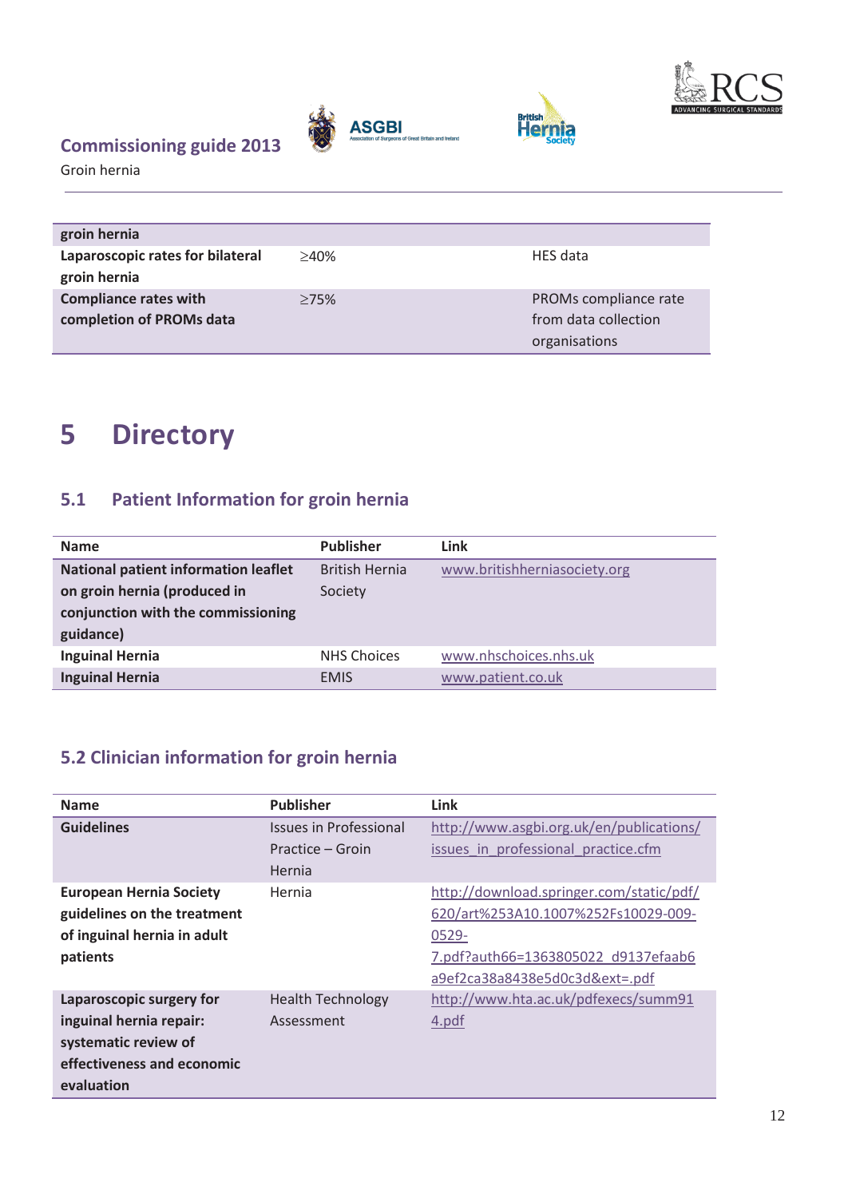| | | |
|---|---|---|
| **groin hernia** | | |
| **Laparoscopic rates for bilateral groin hernia** | ≥40% | HES data |
| **Compliance rates with completion of PROMs data** | ≥75% | PROMs compliance rate from data collection organisations |

# 5 Directory

## 5.1 Patient Information for groin hernia

| Name | Publisher | Link |
|---|---|---|
| **National patient information leaflet on groin hernia (produced in conjunction with the commissioning guidance)** | British Hernia Society | www.britishherniasociety.org |
| **Inguinal Hernia** | NHS Choices | www.nhschoices.nhs.uk |
| **Inguinal Hernia** | EMIS | www.patient.co.uk |

## 5.2 Clinician information for groin hernia

| Name | Publisher | Link |
|---|---|---|
| **Guidelines** | Issues in Professional Practice – Groin Hernia | http://www.asgbi.org.uk/en/publications/issues_in_professional_practice.cfm |
| **European Hernia Society guidelines on the treatment of inguinal hernia in adult patients** | Hernia | http://download.springer.com/static/pdf/620/art%253A10.1007%252Fs10029-009-0529-7.pdf?auth66=1363805022_d9137efaab6a9ef2ca38a8438e5d0c3d&ext=.pdf |
| **Laparoscopic surgery for inguinal hernia repair: systematic review of effectiveness and economic evaluation** | Health Technology Assessment | http://www.hta.ac.uk/pdfexecs/summ914.pdf |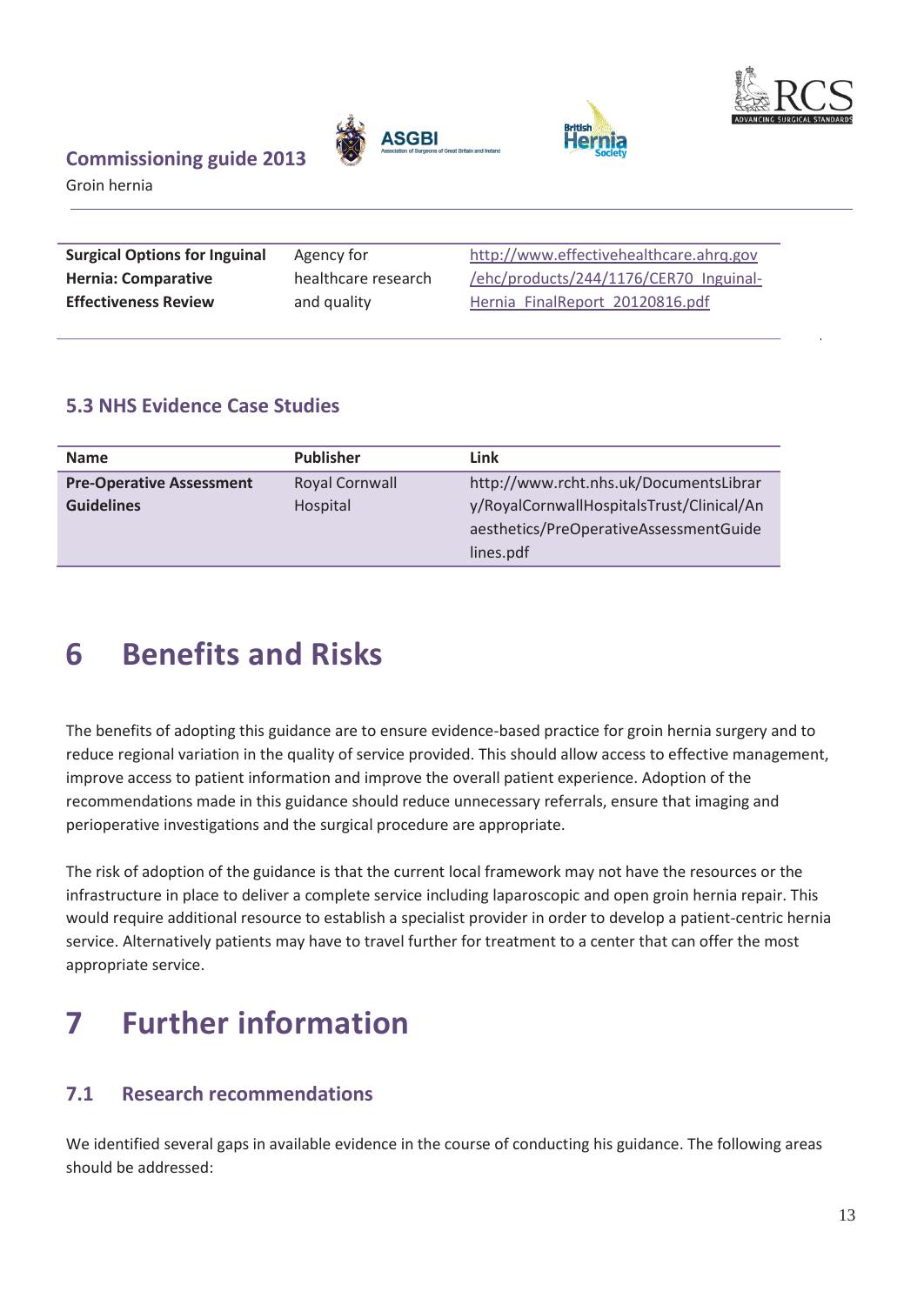| | | |
|---|---|---|
| **Surgical Options for Inguinal Hernia: Comparative Effectiveness Review** | Agency for healthcare research and quality | http://www.effectivehealthcare.ahrq.gov/ehc/products/244/1176/CER70_Inguinal-Hernia_FinalReport_20120816.pdf |

### 5.3 NHS Evidence Case Studies

| Name | Publisher | Link |
|---|---|---|
| **Pre-Operative Assessment Guidelines** | Royal Cornwall Hospital | http://www.rcht.nhs.uk/DocumentsLibrary/RoyalCornwallHospitalsTrust/Clinical/Anaesthetics/PreOperativeAssessmentGuidelines.pdf |

# 6 Benefits and Risks

The benefits of adopting this guidance are to ensure evidence-based practice for groin hernia surgery and to reduce regional variation in the quality of service provided. This should allow access to effective management, improve access to patient information and improve the overall patient experience. Adoption of the recommendations made in this guidance should reduce unnecessary referrals, ensure that imaging and perioperative investigations and the surgical procedure are appropriate.

The risk of adoption of the guidance is that the current local framework may not have the resources or the infrastructure in place to deliver a complete service including laparoscopic and open groin hernia repair. This would require additional resource to establish a specialist provider in order to develop a patient-centric hernia service. Alternatively patients may have to travel further for treatment to a center that can offer the most appropriate service.

# 7 Further information

## 7.1 Research recommendations

We identified several gaps in available evidence in the course of conducting his guidance. The following areas should be addressed: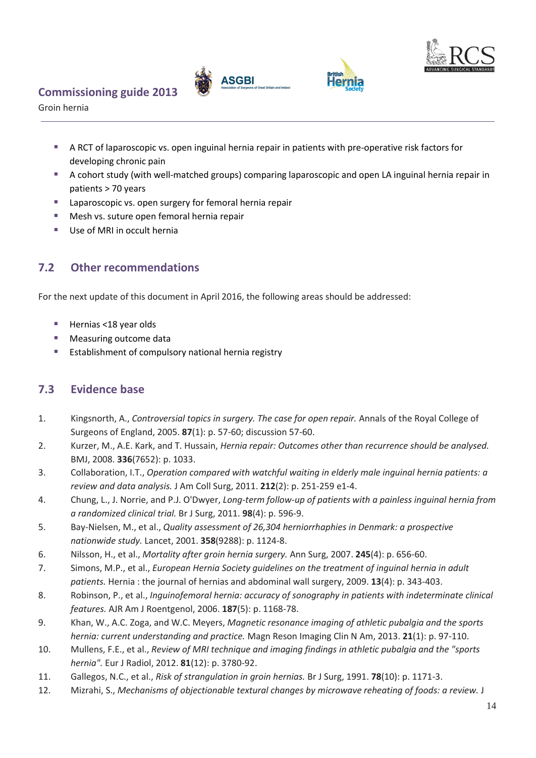- A RCT of laparoscopic vs. open inguinal hernia repair in patients with pre-operative risk factors for developing chronic pain
- A cohort study (with well-matched groups) comparing laparoscopic and open LA inguinal hernia repair in patients > 70 years
- Laparoscopic vs. open surgery for femoral hernia repair
- Mesh vs. suture open femoral hernia repair
- Use of MRI in occult hernia

## 7.2 Other recommendations

For the next update of this document in April 2016, the following areas should be addressed:

- Hernias <18 year olds
- Measuring outcome data
- Establishment of compulsory national hernia registry

## 7.3 Evidence base

1. Kingsnorth, A., *Controversial topics in surgery. The case for open repair.* Annals of the Royal College of Surgeons of England, 2005. **87**(1): p. 57-60; discussion 57-60.
2. Kurzer, M., A.E. Kark, and T. Hussain, *Hernia repair: Outcomes other than recurrence should be analysed.* BMJ, 2008. **336**(7652): p. 1033.
3. Collaboration, I.T., *Operation compared with watchful waiting in elderly male inguinal hernia patients: a review and data analysis.* J Am Coll Surg, 2011. **212**(2): p. 251-259 e1-4.
4. Chung, L., J. Norrie, and P.J. O'Dwyer, *Long-term follow-up of patients with a painless inguinal hernia from a randomized clinical trial.* Br J Surg, 2011. **98**(4): p. 596-9.
5. Bay-Nielsen, M., et al., *Quality assessment of 26,304 herniorrhaphies in Denmark: a prospective nationwide study.* Lancet, 2001. **358**(9288): p. 1124-8.
6. Nilsson, H., et al., *Mortality after groin hernia surgery.* Ann Surg, 2007. **245**(4): p. 656-60.
7. Simons, M.P., et al., *European Hernia Society guidelines on the treatment of inguinal hernia in adult patients.* Hernia : the journal of hernias and abdominal wall surgery, 2009. **13**(4): p. 343-403.
8. Robinson, P., et al., *Inguinofemoral hernia: accuracy of sonography in patients with indeterminate clinical features.* AJR Am J Roentgenol, 2006. **187**(5): p. 1168-78.
9. Khan, W., A.C. Zoga, and W.C. Meyers, *Magnetic resonance imaging of athletic pubalgia and the sports hernia: current understanding and practice.* Magn Reson Imaging Clin N Am, 2013. **21**(1): p. 97-110.
10. Mullens, F.E., et al., *Review of MRI technique and imaging findings in athletic pubalgia and the "sports hernia".* Eur J Radiol, 2012. **81**(12): p. 3780-92.
11. Gallegos, N.C., et al., *Risk of strangulation in groin hernias.* Br J Surg, 1991. **78**(10): p. 1171-3.
12. Mizrahi, S., *Mechanisms of objectionable textural changes by microwave reheating of foods: a review.* J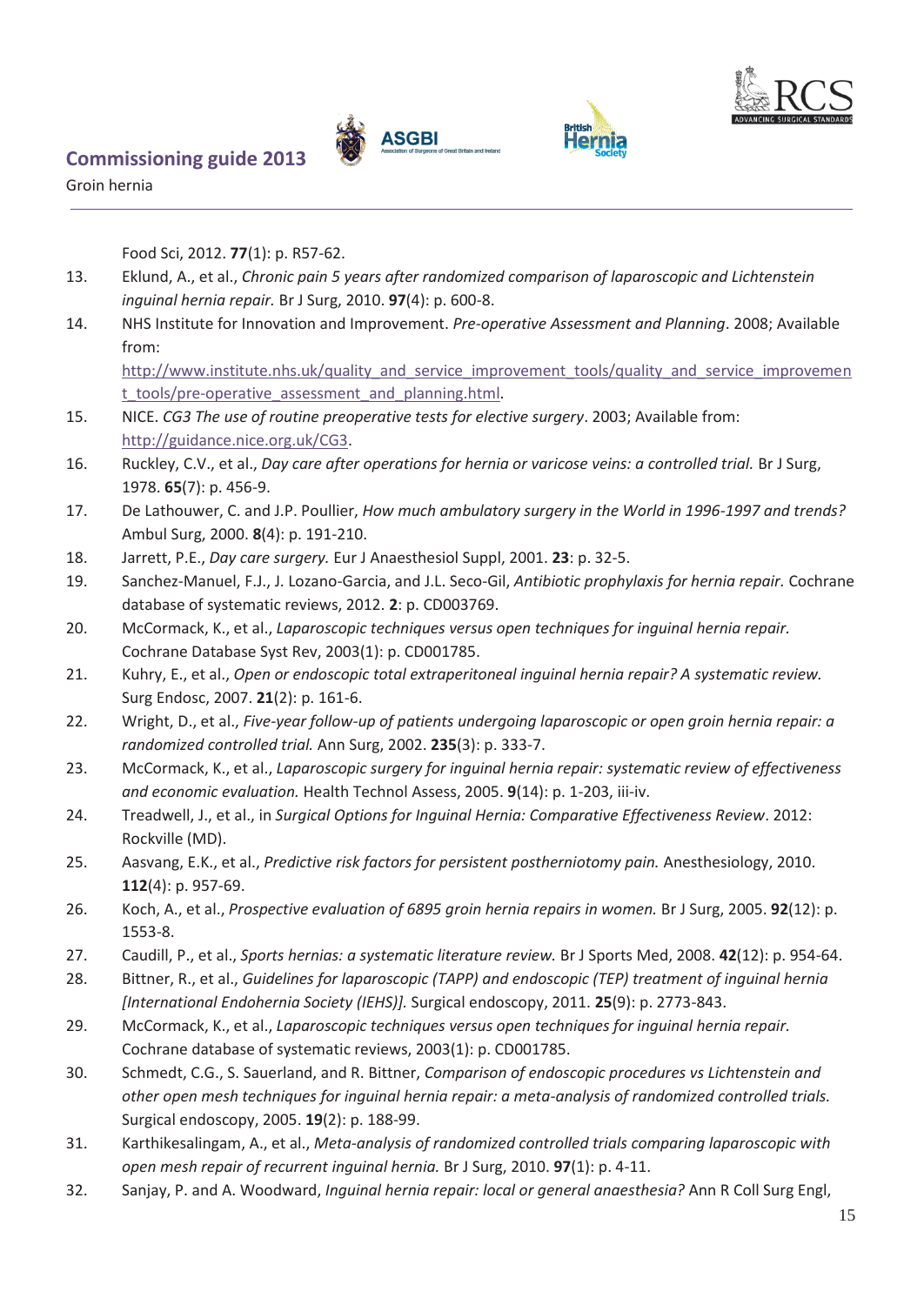Food Sci, 2012. **77**(1): p. R57-62.

13. Eklund, A., et al., *Chronic pain 5 years after randomized comparison of laparoscopic and Lichtenstein inguinal hernia repair.* Br J Surg, 2010. **97**(4): p. 600-8.
14. NHS Institute for Innovation and Improvement. *Pre-operative Assessment and Planning*. 2008; Available from: http://www.institute.nhs.uk/quality_and_service_improvement_tools/quality_and_service_improvement_tools/pre-operative_assessment_and_planning.html.
15. NICE. *CG3 The use of routine preoperative tests for elective surgery*. 2003; Available from: http://guidance.nice.org.uk/CG3.
16. Ruckley, C.V., et al., *Day care after operations for hernia or varicose veins: a controlled trial.* Br J Surg, 1978. **65**(7): p. 456-9.
17. De Lathouwer, C. and J.P. Poullier, *How much ambulatory surgery in the World in 1996-1997 and trends?* Ambul Surg, 2000. **8**(4): p. 191-210.
18. Jarrett, P.E., *Day care surgery.* Eur J Anaesthesiol Suppl, 2001. **23**: p. 32-5.
19. Sanchez-Manuel, F.J., J. Lozano-Garcia, and J.L. Seco-Gil, *Antibiotic prophylaxis for hernia repair.* Cochrane database of systematic reviews, 2012. **2**: p. CD003769.
20. McCormack, K., et al., *Laparoscopic techniques versus open techniques for inguinal hernia repair.* Cochrane Database Syst Rev, 2003(1): p. CD001785.
21. Kuhry, E., et al., *Open or endoscopic total extraperitoneal inguinal hernia repair? A systematic review.* Surg Endosc, 2007. **21**(2): p. 161-6.
22. Wright, D., et al., *Five-year follow-up of patients undergoing laparoscopic or open groin hernia repair: a randomized controlled trial.* Ann Surg, 2002. **235**(3): p. 333-7.
23. McCormack, K., et al., *Laparoscopic surgery for inguinal hernia repair: systematic review of effectiveness and economic evaluation.* Health Technol Assess, 2005. **9**(14): p. 1-203, iii-iv.
24. Treadwell, J., et al., in *Surgical Options for Inguinal Hernia: Comparative Effectiveness Review*. 2012: Rockville (MD).
25. Aasvang, E.K., et al., *Predictive risk factors for persistent postherniotomy pain.* Anesthesiology, 2010. **112**(4): p. 957-69.
26. Koch, A., et al., *Prospective evaluation of 6895 groin hernia repairs in women.* Br J Surg, 2005. **92**(12): p. 1553-8.
27. Caudill, P., et al., *Sports hernias: a systematic literature review.* Br J Sports Med, 2008. **42**(12): p. 954-64.
28. Bittner, R., et al., *Guidelines for laparoscopic (TAPP) and endoscopic (TEP) treatment of inguinal hernia [International Endohernia Society (IEHS)].* Surgical endoscopy, 2011. **25**(9): p. 2773-843.
29. McCormack, K., et al., *Laparoscopic techniques versus open techniques for inguinal hernia repair.* Cochrane database of systematic reviews, 2003(1): p. CD001785.
30. Schmedt, C.G., S. Sauerland, and R. Bittner, *Comparison of endoscopic procedures vs Lichtenstein and other open mesh techniques for inguinal hernia repair: a meta-analysis of randomized controlled trials.* Surgical endoscopy, 2005. **19**(2): p. 188-99.
31. Karthikesalingam, A., et al., *Meta-analysis of randomized controlled trials comparing laparoscopic with open mesh repair of recurrent inguinal hernia.* Br J Surg, 2010. **97**(1): p. 4-11.
32. Sanjay, P. and A. Woodward, *Inguinal hernia repair: local or general anaesthesia?* Ann R Coll Surg Engl,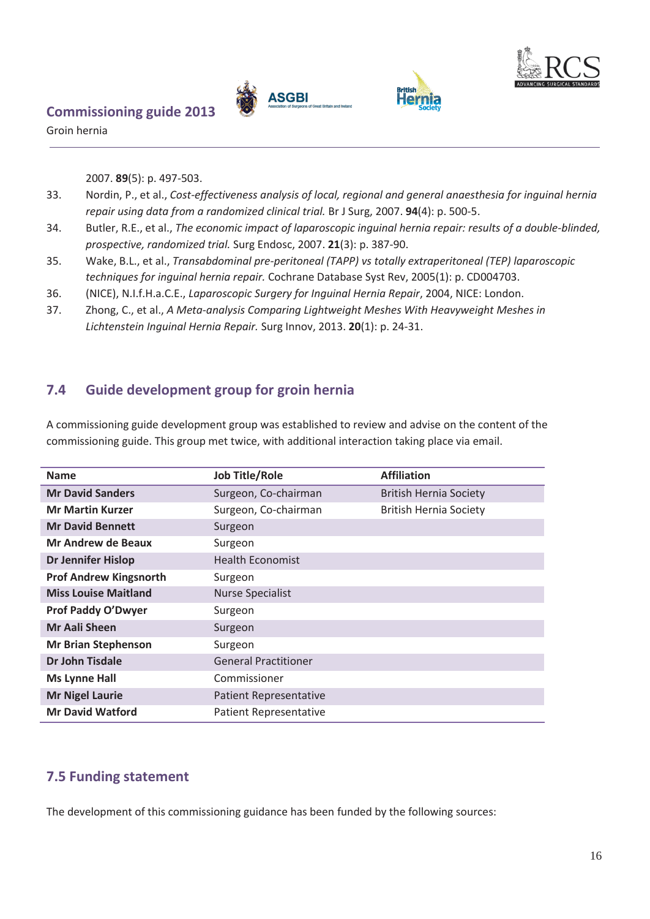2007. **89**(5): p. 497-503.

33. Nordin, P., et al., *Cost-effectiveness analysis of local, regional and general anaesthesia for inguinal hernia repair using data from a randomized clinical trial.* Br J Surg, 2007. **94**(4): p. 500-5.
34. Butler, R.E., et al., *The economic impact of laparoscopic inguinal hernia repair: results of a double-blinded, prospective, randomized trial.* Surg Endosc, 2007. **21**(3): p. 387-90.
35. Wake, B.L., et al., *Transabdominal pre-peritoneal (TAPP) vs totally extraperitoneal (TEP) laparoscopic techniques for inguinal hernia repair.* Cochrane Database Syst Rev, 2005(1): p. CD004703.
36. (NICE), N.I.f.H.a.C.E., *Laparoscopic Surgery for Inguinal Hernia Repair*, 2004, NICE: London.
37. Zhong, C., et al., *A Meta-analysis Comparing Lightweight Meshes With Heavyweight Meshes in Lichtenstein Inguinal Hernia Repair.* Surg Innov, 2013. **20**(1): p. 24-31.

## 7.4 Guide development group for groin hernia

A commissioning guide development group was established to review and advise on the content of the commissioning guide. This group met twice, with additional interaction taking place via email.

| Name | Job Title/Role | Affiliation |
|---|---|---|
| **Mr David Sanders** | Surgeon, Co-chairman | British Hernia Society |
| **Mr Martin Kurzer** | Surgeon, Co-chairman | British Hernia Society |
| **Mr David Bennett** | Surgeon | |
| **Mr Andrew de Beaux** | Surgeon | |
| **Dr Jennifer Hislop** | Health Economist | |
| **Prof Andrew Kingsnorth** | Surgeon | |
| **Miss Louise Maitland** | Nurse Specialist | |
| **Prof Paddy O'Dwyer** | Surgeon | |
| **Mr Aali Sheen** | Surgeon | |
| **Mr Brian Stephenson** | Surgeon | |
| **Dr John Tisdale** | General Practitioner | |
| **Ms Lynne Hall** | Commissioner | |
| **Mr Nigel Laurie** | Patient Representative | |
| **Mr David Watford** | Patient Representative | |

## 7.5 Funding statement

The development of this commissioning guidance has been funded by the following sources: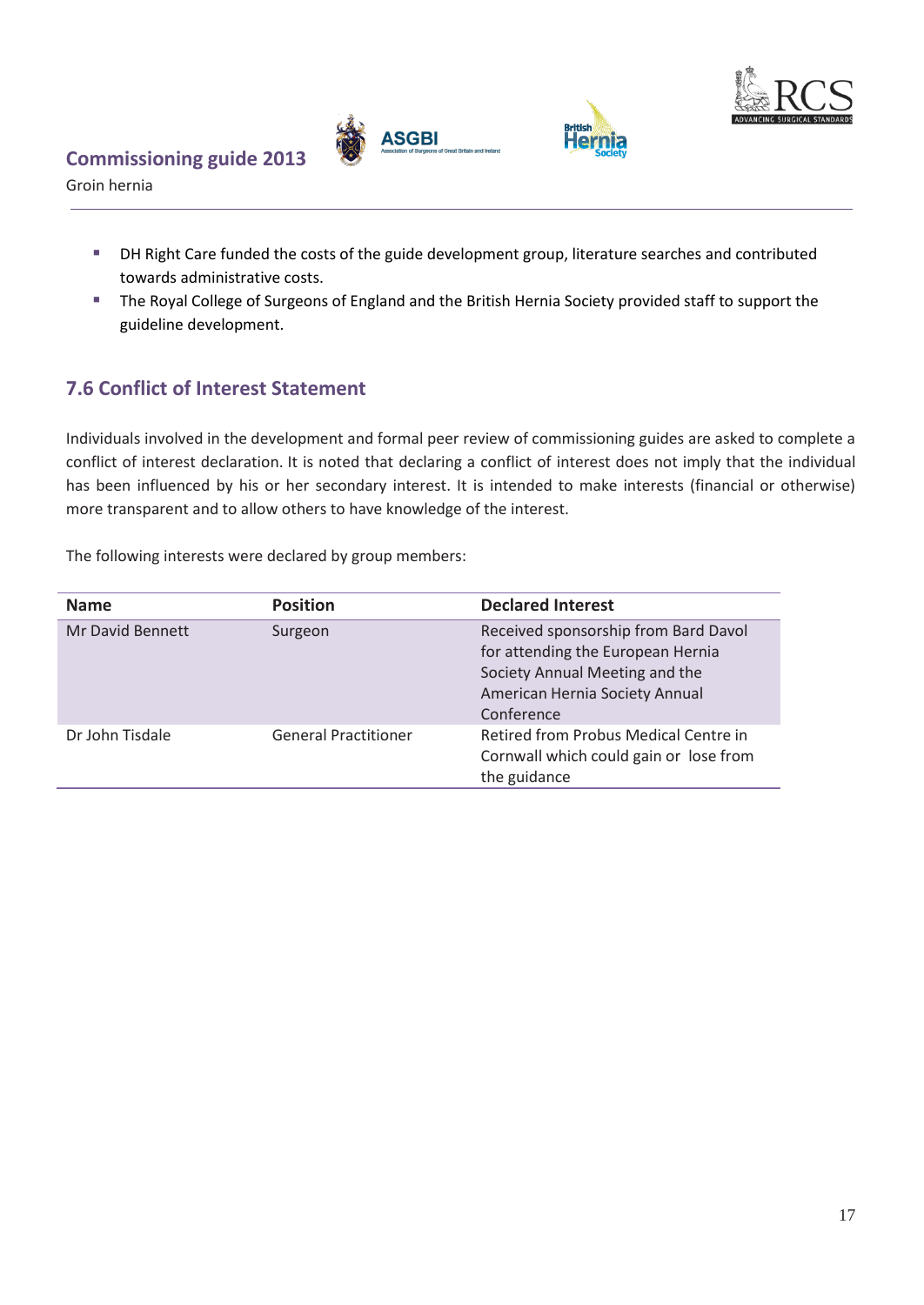- DH Right Care funded the costs of the guide development group, literature searches and contributed towards administrative costs.
- The Royal College of Surgeons of England and the British Hernia Society provided staff to support the guideline development.

## 7.6 Conflict of Interest Statement

Individuals involved in the development and formal peer review of commissioning guides are asked to complete a conflict of interest declaration. It is noted that declaring a conflict of interest does not imply that the individual has been influenced by his or her secondary interest. It is intended to make interests (financial or otherwise) more transparent and to allow others to have knowledge of the interest.

The following interests were declared by group members:

| Name | Position | Declared Interest |
|---|---|---|
| Mr David Bennett | Surgeon | Received sponsorship from Bard Davol for attending the European Hernia Society Annual Meeting and the American Hernia Society Annual Conference |
| Dr John Tisdale | General Practitioner | Retired from Probus Medical Centre in Cornwall which could gain or lose from the guidance |